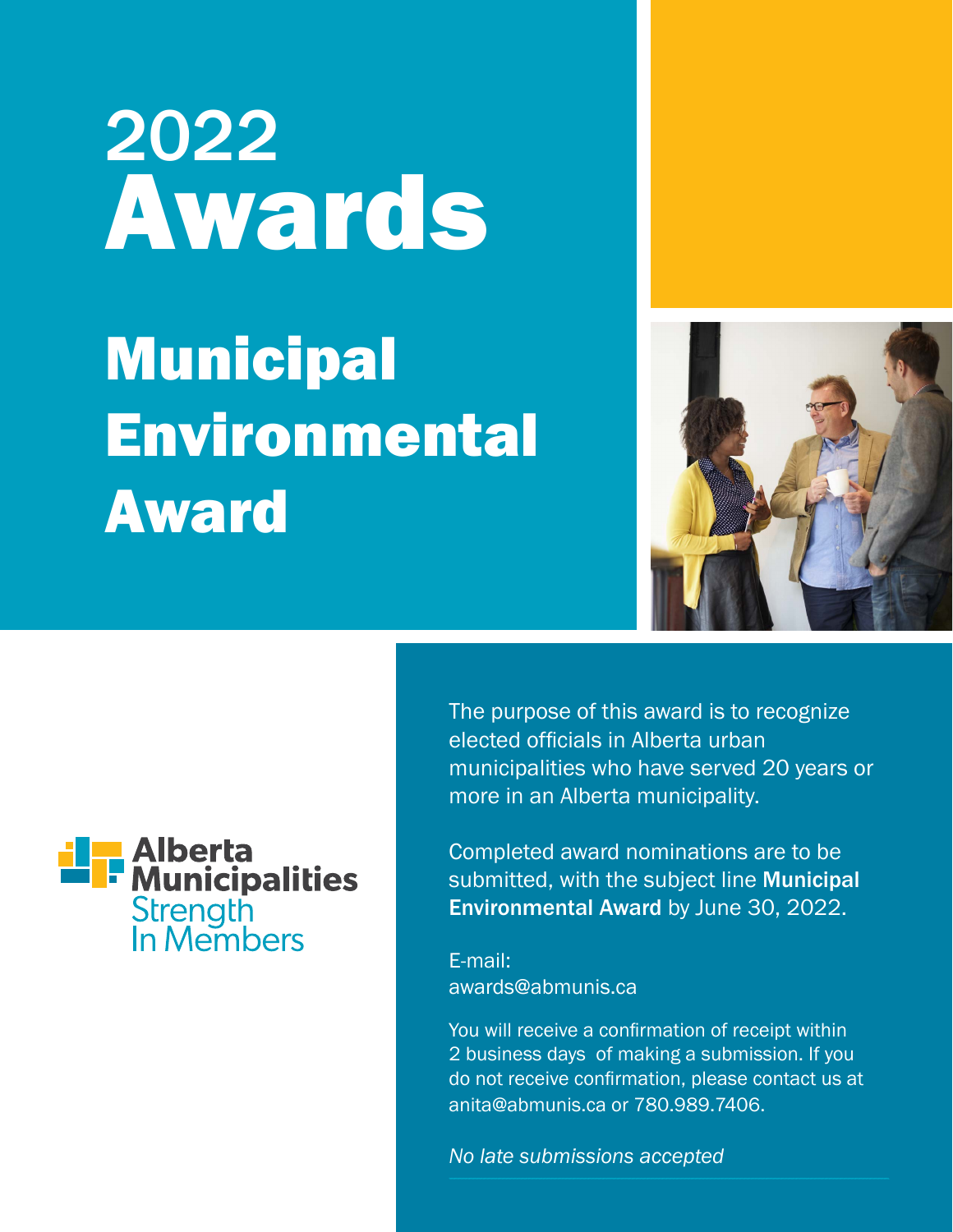# 2022 Awards

## Municipal Environmental Award

Alberta Municipalities
Strength In Members

The purpose of this award is to recognize elected officials in Alberta urban municipalities who have served 20 years or more in an Alberta municipality.

Completed award nominations are to be submitted, with the subject line **Municipal Environmental Award** by June 30, 2022.

E-mail:
awards@abmunis.ca

You will receive a confirmation of receipt within 2 business days of making a submission. If you do not receive confirmation, please contact us at anita@abmunis.ca or 780.989.7406.

*No late submissions accepted*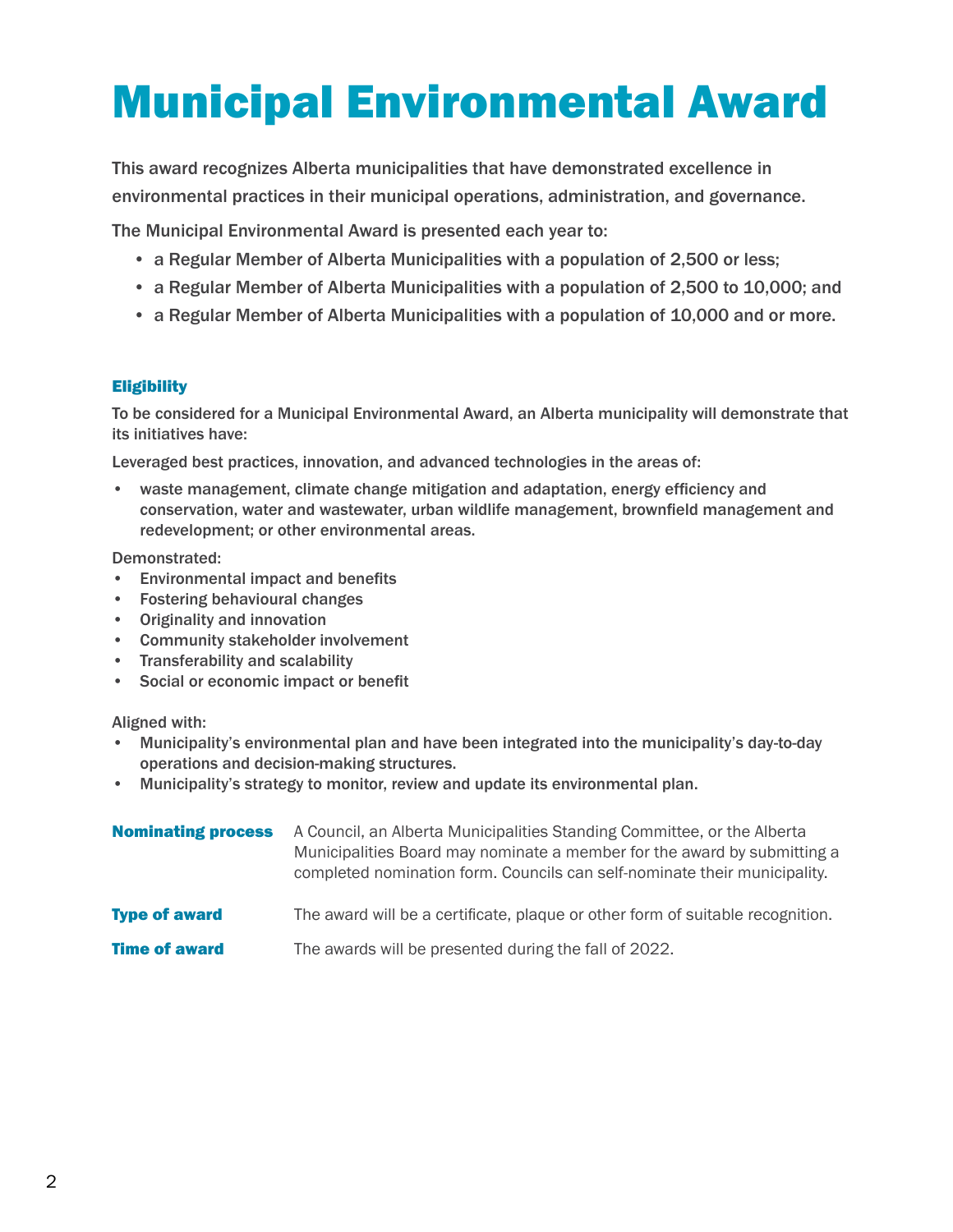# Municipal Environmental Award

This award recognizes Alberta municipalities that have demonstrated excellence in environmental practices in their municipal operations, administration, and governance.

The Municipal Environmental Award is presented each year to:

- a Regular Member of Alberta Municipalities with a population of 2,500 or less;
- a Regular Member of Alberta Municipalities with a population of 2,500 to 10,000; and
- a Regular Member of Alberta Municipalities with a population of 10,000 and or more.

### Eligibility

To be considered for a Municipal Environmental Award, an Alberta municipality will demonstrate that its initiatives have:

Leveraged best practices, innovation, and advanced technologies in the areas of:

- waste management, climate change mitigation and adaptation, energy efficiency and conservation, water and wastewater, urban wildlife management, brownfield management and redevelopment; or other environmental areas.

Demonstrated:

- Environmental impact and benefits
- Fostering behavioural changes
- Originality and innovation
- Community stakeholder involvement
- Transferability and scalability
- Social or economic impact or benefit

Aligned with:

- Municipality's environmental plan and have been integrated into the municipality's day-to-day operations and decision-making structures.
- Municipality's strategy to monitor, review and update its environmental plan.

**Nominating process** A Council, an Alberta Municipalities Standing Committee, or the Alberta Municipalities Board may nominate a member for the award by submitting a completed nomination form. Councils can self-nominate their municipality.

**Type of award** The award will be a certificate, plaque or other form of suitable recognition.

**Time of award** The awards will be presented during the fall of 2022.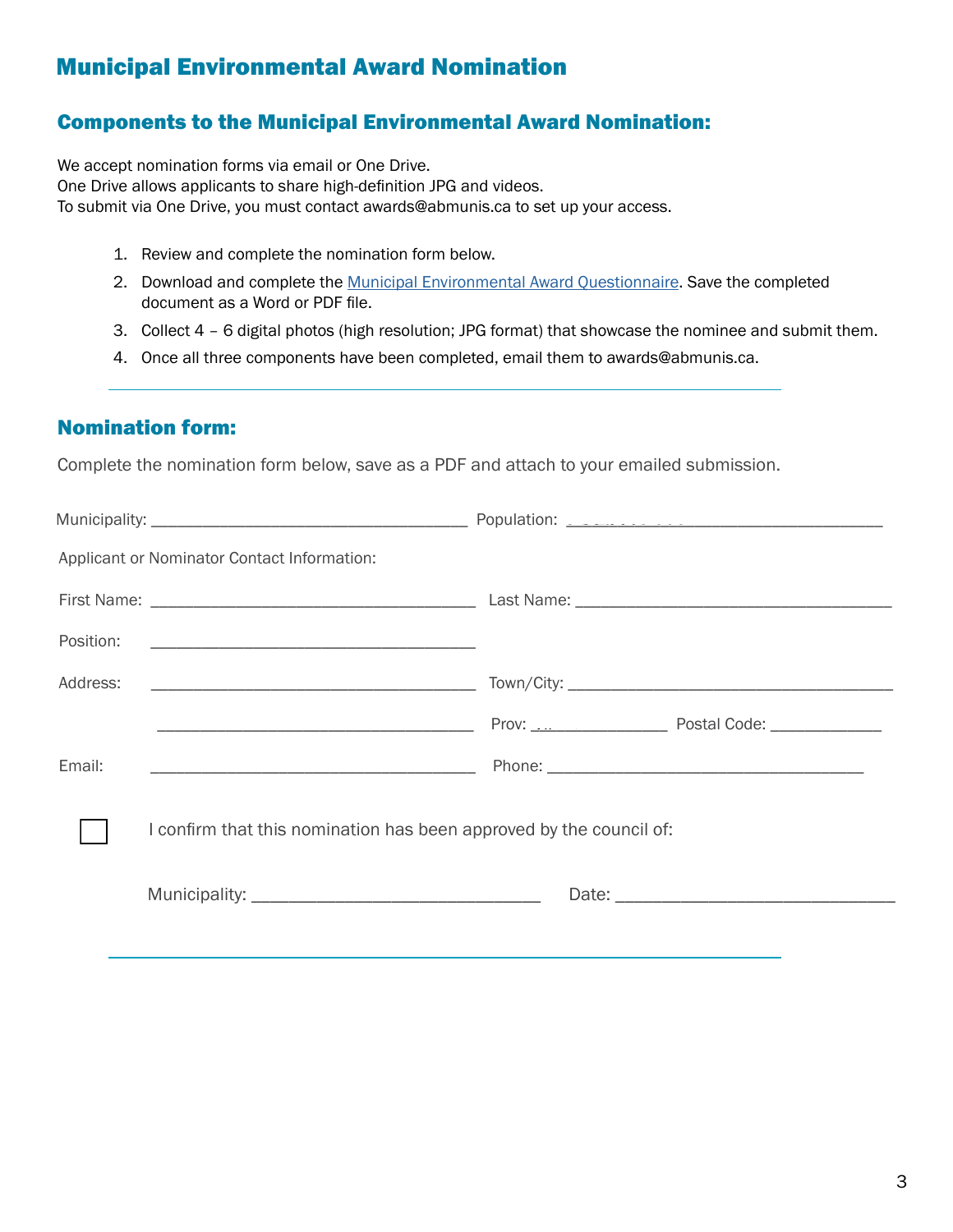# Municipal Environmental Award Nomination

## Components to the Municipal Environmental Award Nomination:

We accept nomination forms via email or One Drive.
One Drive allows applicants to share high-definition JPG and videos.
To submit via One Drive, you must contact awards@abmunis.ca to set up your access.

1. Review and complete the nomination form below.
2. Download and complete the [Municipal Environmental Award Questionnaire](). Save the completed document as a Word or PDF file.
3. Collect 4 – 6 digital photos (high resolution; JPG format) that showcase the nominee and submit them.
4. Once all three components have been completed, email them to awards@abmunis.ca.

---

## Nomination form:

Complete the nomination form below, save as a PDF and attach to your emailed submission.

Municipality: ___________________________________ Population: ___________________________________

Applicant or Nominator Contact Information:

First Name: ___________________________________ Last Name: ___________________________________

Position: ___________________________________

Address: ___________________________________ Town/City: ___________________________________

___________________________________ Prov: ______________ Postal Code: ____________

Email: ___________________________________ Phone: ___________________________________

☐ I confirm that this nomination has been approved by the council of:

Municipality: _____________________________ Date: _____________________________

---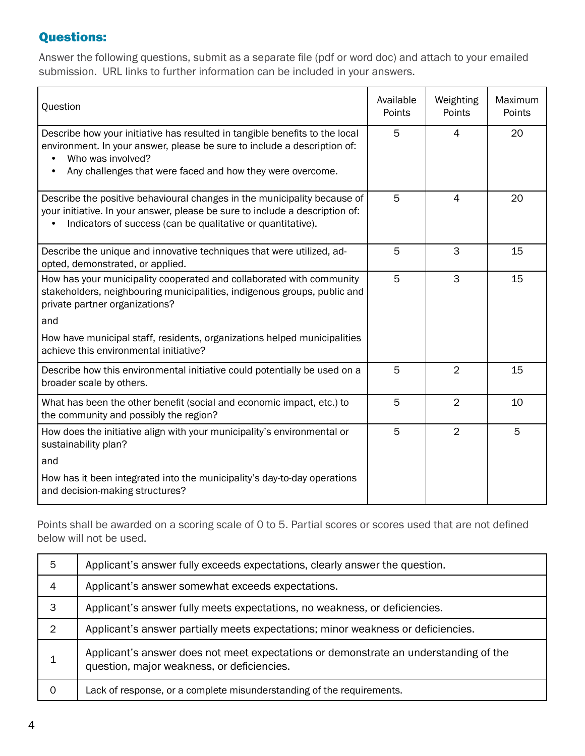## Questions:

Answer the following questions, submit as a separate file (pdf or word doc) and attach to your emailed submission. URL links to further information can be included in your answers.

| Question | Available Points | Weighting Points | Maximum Points |
|---|---|---|---|
| Describe how your initiative has resulted in tangible benefits to the local environment. In your answer, please be sure to include a description of:<br>• Who was involved?<br>• Any challenges that were faced and how they were overcome. | 5 | 4 | 20 |
| Describe the positive behavioural changes in the municipality because of your initiative. In your answer, please be sure to include a description of:<br>• Indicators of success (can be qualitative or quantitative). | 5 | 4 | 20 |
| Describe the unique and innovative techniques that were utilized, adopted, demonstrated, or applied. | 5 | 3 | 15 |
| How has your municipality cooperated and collaborated with community stakeholders, neighbouring municipalities, indigenous groups, public and private partner organizations?<br>and<br>How have municipal staff, residents, organizations helped municipalities achieve this environmental initiative? | 5 | 3 | 15 |
| Describe how this environmental initiative could potentially be used on a broader scale by others. | 5 | 2 | 15 |
| What has been the other benefit (social and economic impact, etc.) to the community and possibly the region? | 5 | 2 | 10 |
| How does the initiative align with your municipality's environmental or sustainability plan?<br>and<br>How has it been integrated into the municipality's day-to-day operations and decision-making structures? | 5 | 2 | 5 |

Points shall be awarded on a scoring scale of 0 to 5. Partial scores or scores used that are not defined below will not be used.

| | |
|---|---|
| 5 | Applicant's answer fully exceeds expectations, clearly answer the question. |
| 4 | Applicant's answer somewhat exceeds expectations. |
| 3 | Applicant's answer fully meets expectations, no weakness, or deficiencies. |
| 2 | Applicant's answer partially meets expectations; minor weakness or deficiencies. |
| 1 | Applicant's answer does not meet expectations or demonstrate an understanding of the question, major weakness, or deficiencies. |
| 0 | Lack of response, or a complete misunderstanding of the requirements. |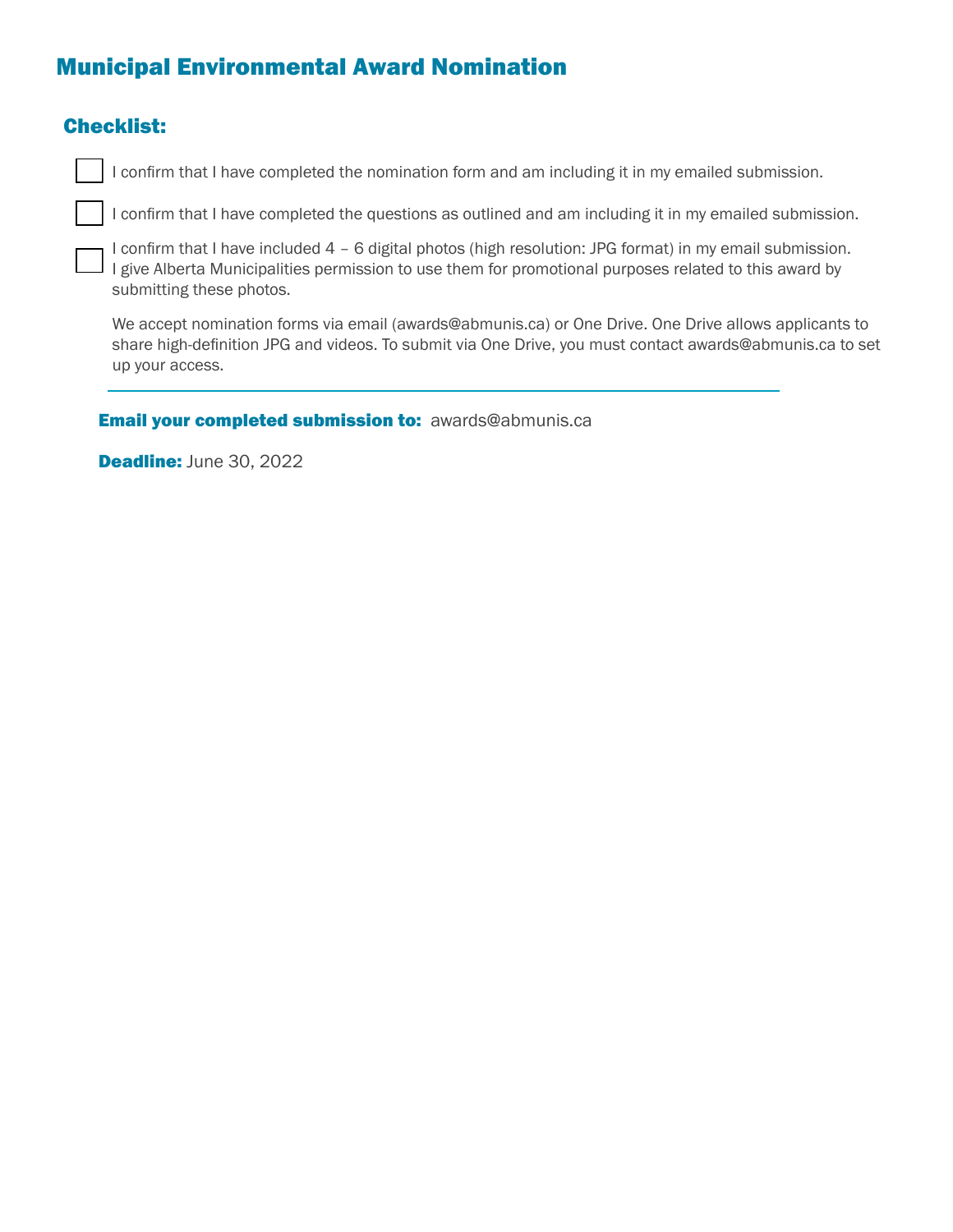# Municipal Environmental Award Nomination

## Checklist:

- [ ] I confirm that I have completed the nomination form and am including it in my emailed submission.
- [ ] I confirm that I have completed the questions as outlined and am including it in my emailed submission.
- [ ] I confirm that I have included 4 – 6 digital photos (high resolution: JPG format) in my email submission. I give Alberta Municipalities permission to use them for promotional purposes related to this award by submitting these photos.

We accept nomination forms via email (awards@abmunis.ca) or One Drive. One Drive allows applicants to share high-definition JPG and videos. To submit via One Drive, you must contact awards@abmunis.ca to set up your access.

---

**Email your completed submission to:** awards@abmunis.ca

**Deadline:** June 30, 2022